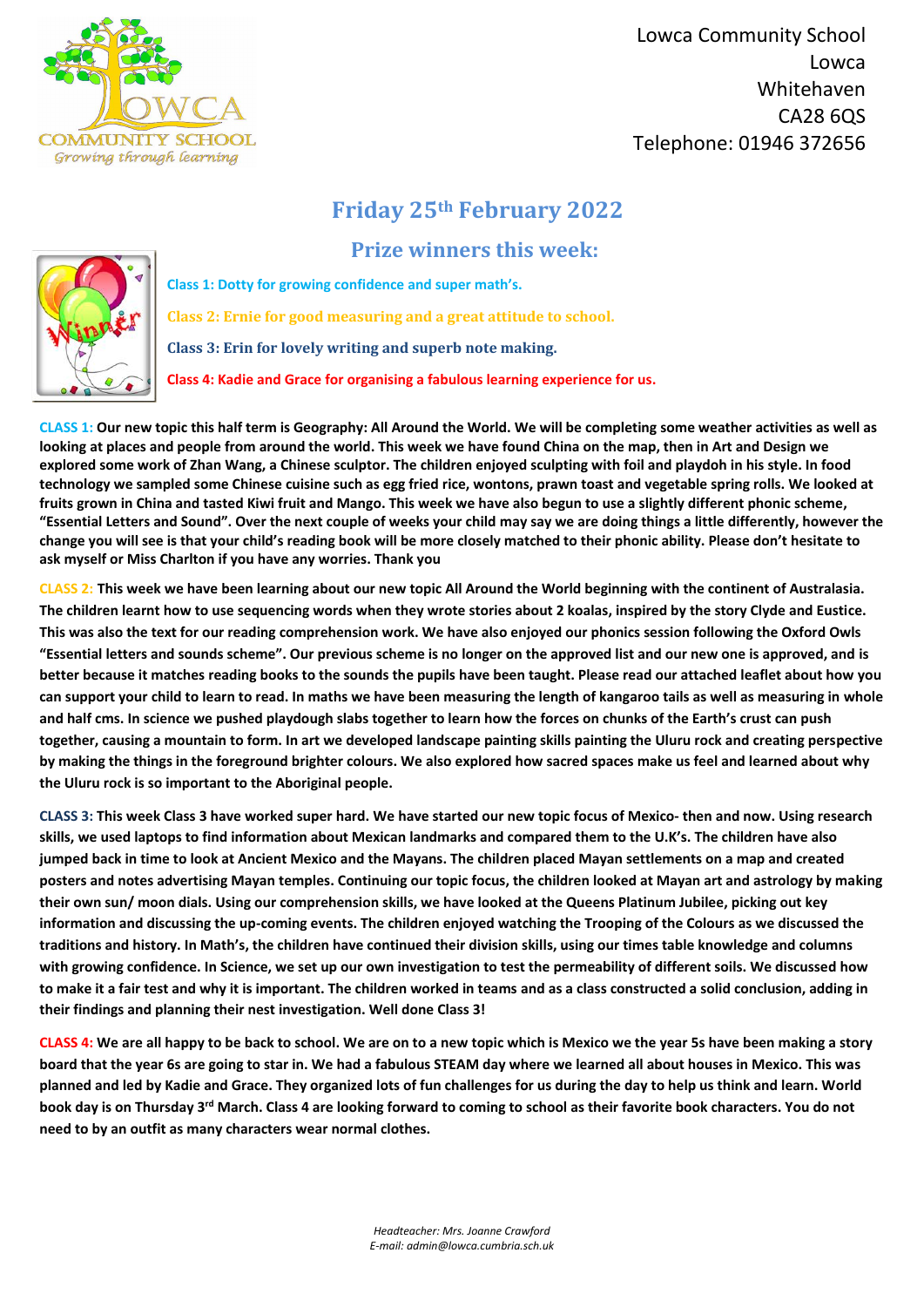Lowca Community School
Lowca
Whitehaven
CA28 6QS
Telephone: 01946 372656

# Friday 25th February 2022

## Prize winners this week:

**Class 1: Dotty for growing confidence and super math's.**

**Class 2: Ernie for good measuring and a great attitude to school.**

**Class 3: Erin for lovely writing and superb note making.**

**Class 4: Kadie and Grace for organising a fabulous learning experience for us.**

**CLASS 1: Our new topic this half term is Geography: All Around the World. We will be completing some weather activities as well as looking at places and people from around the world. This week we have found China on the map, then in Art and Design we explored some work of Zhan Wang, a Chinese sculptor. The children enjoyed sculpting with foil and playdoh in his style. In food technology we sampled some Chinese cuisine such as egg fried rice, wontons, prawn toast and vegetable spring rolls. We looked at fruits grown in China and tasted Kiwi fruit and Mango. This week we have also begun to use a slightly different phonic scheme, "Essential Letters and Sound". Over the next couple of weeks your child may say we are doing things a little differently, however the change you will see is that your child's reading book will be more closely matched to their phonic ability. Please don't hesitate to ask myself or Miss Charlton if you have any worries. Thank you**

**CLASS 2: This week we have been learning about our new topic All Around the World beginning with the continent of Australasia. The children learnt how to use sequencing words when they wrote stories about 2 koalas, inspired by the story Clyde and Eustice. This was also the text for our reading comprehension work. We have also enjoyed our phonics session following the Oxford Owls "Essential letters and sounds scheme". Our previous scheme is no longer on the approved list and our new one is approved, and is better because it matches reading books to the sounds the pupils have been taught. Please read our attached leaflet about how you can support your child to learn to read. In maths we have been measuring the length of kangaroo tails as well as measuring in whole and half cms. In science we pushed playdough slabs together to learn how the forces on chunks of the Earth's crust can push together, causing a mountain to form. In art we developed landscape painting skills painting the Uluru rock and creating perspective by making the things in the foreground brighter colours. We also explored how sacred spaces make us feel and learned about why the Uluru rock is so important to the Aboriginal people.**

**CLASS 3: This week Class 3 have worked super hard. We have started our new topic focus of Mexico- then and now. Using research skills, we used laptops to find information about Mexican landmarks and compared them to the U.K's. The children have also jumped back in time to look at Ancient Mexico and the Mayans. The children placed Mayan settlements on a map and created posters and notes advertising Mayan temples. Continuing our topic focus, the children looked at Mayan art and astrology by making their own sun/ moon dials. Using our comprehension skills, we have looked at the Queens Platinum Jubilee, picking out key information and discussing the up-coming events. The children enjoyed watching the Trooping of the Colours as we discussed the traditions and history. In Math's, the children have continued their division skills, using our times table knowledge and columns with growing confidence. In Science, we set up our own investigation to test the permeability of different soils. We discussed how to make it a fair test and why it is important. The children worked in teams and as a class constructed a solid conclusion, adding in their findings and planning their nest investigation. Well done Class 3!**

**CLASS 4: We are all happy to be back to school. We are on to a new topic which is Mexico we the year 5s have been making a story board that the year 6s are going to star in. We had a fabulous STEAM day where we learned all about houses in Mexico. This was planned and led by Kadie and Grace. They organized lots of fun challenges for us during the day to help us think and learn. World book day is on Thursday 3rd March. Class 4 are looking forward to coming to school as their favorite book characters. You do not need to by an outfit as many characters wear normal clothes.**

*Headteacher: Mrs. Joanne Crawford*
*E-mail: admin@lowca.cumbria.sch.uk*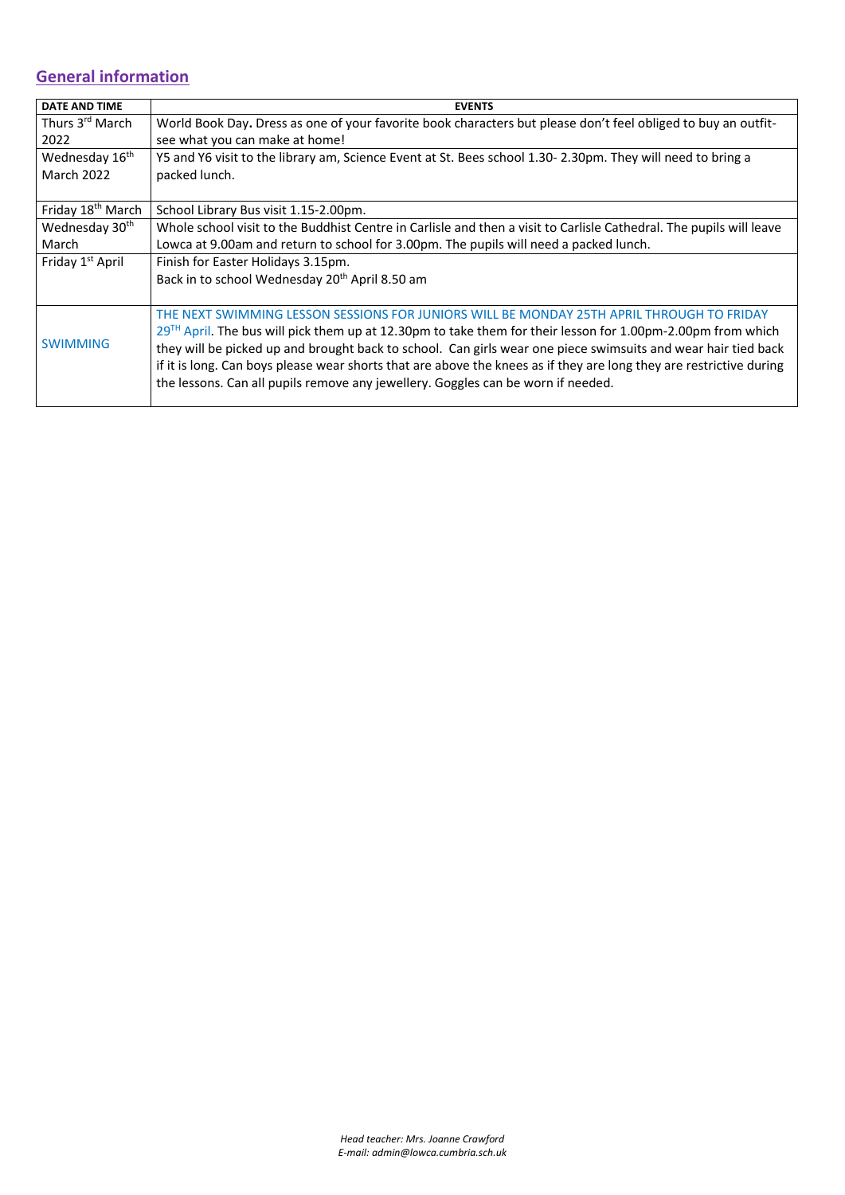## General information

| DATE AND TIME | EVENTS |
|---|---|
| Thurs 3rd March 2022 | World Book Day**.** Dress as one of your favorite book characters but please don't feel obliged to buy an outfit- see what you can make at home! |
| Wednesday 16th March 2022 | Y5 and Y6 visit to the library am, Science Event at St. Bees school 1.30- 2.30pm. They will need to bring a packed lunch. |
| Friday 18th March | School Library Bus visit 1.15-2.00pm. |
| Wednesday 30th March | Whole school visit to the Buddhist Centre in Carlisle and then a visit to Carlisle Cathedral. The pupils will leave Lowca at 9.00am and return to school for 3.00pm. The pupils will need a packed lunch. |
| Friday 1st April | Finish for Easter Holidays 3.15pm.<br>Back in to school Wednesday 20th April 8.50 am |
| SWIMMING | THE NEXT SWIMMING LESSON SESSIONS FOR JUNIORS WILL BE MONDAY 25TH APRIL THROUGH TO FRIDAY 29TH April. The bus will pick them up at 12.30pm to take them for their lesson for 1.00pm-2.00pm from which they will be picked up and brought back to school. Can girls wear one piece swimsuits and wear hair tied back if it is long. Can boys please wear shorts that are above the knees as if they are long they are restrictive during the lessons. Can all pupils remove any jewellery. Goggles can be worn if needed. |

*Head teacher: Mrs. Joanne Crawford*
*E-mail: admin@lowca.cumbria.sch.uk*